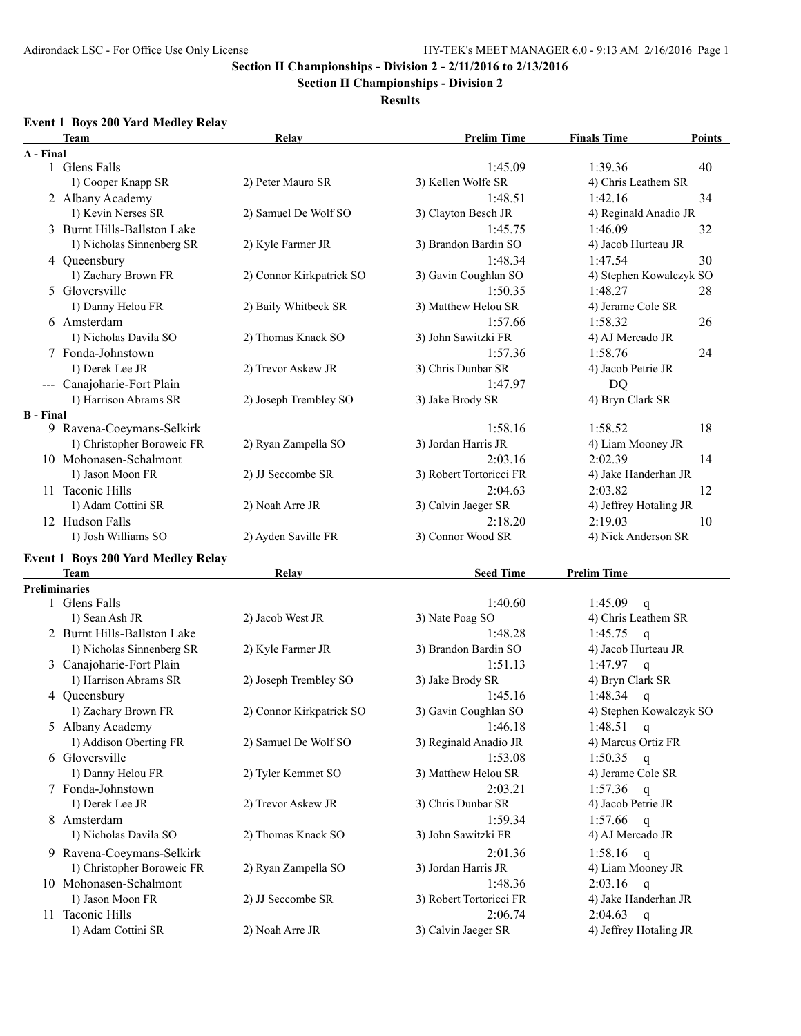Adirondack LSC - For Office Use Only License

HY-TEK's MEET MANAGER 6.0 - 9:13 AM 2/16/2016

## Section II Championships - Division 2 - 2/11/2016 to 2/13/2016

### Section II Championships - Division 2

### Results

**Event 1 Boys 200 Yard Medley Relay**

| Team | Relay | | Prelim Time | Finals Time | Points |
|---|---|---|---|---|---|
| **A - Final** | | | | | |
| 1 Glens Falls | | | 1:45.09 | 1:39.36 | 40 |
| 1) Cooper Knapp SR | 2) Peter Mauro SR | 3) Kellen Wolfe SR | 4) Chris Leathem SR | | |
| 2 Albany Academy | | | 1:48.51 | 1:42.16 | 34 |
| 1) Kevin Nerses SR | 2) Samuel De Wolf SO | 3) Clayton Besch JR | 4) Reginald Anadio JR | | |
| 3 Burnt Hills-Ballston Lake | | | 1:45.75 | 1:46.09 | 32 |
| 1) Nicholas Sinnenberg SR | 2) Kyle Farmer JR | 3) Brandon Bardin SO | 4) Jacob Hurteau JR | | |
| 4 Queensbury | | | 1:48.34 | 1:47.54 | 30 |
| 1) Zachary Brown FR | 2) Connor Kirkpatrick SO | 3) Gavin Coughlan SO | 4) Stephen Kowalczyk SO | | |
| 5 Gloversville | | | 1:50.35 | 1:48.27 | 28 |
| 1) Danny Helou FR | 2) Baily Whitbeck SR | 3) Matthew Helou SR | 4) Jerame Cole SR | | |
| 6 Amsterdam | | | 1:57.66 | 1:58.32 | 26 |
| 1) Nicholas Davila SO | 2) Thomas Knack SO | 3) John Sawitzki FR | 4) AJ Mercado JR | | |
| 7 Fonda-Johnstown | | | 1:57.36 | 1:58.76 | 24 |
| 1) Derek Lee JR | 2) Trevor Askew JR | 3) Chris Dunbar SR | 4) Jacob Petrie JR | | |
| --- Canajoharie-Fort Plain | | | 1:47.97 | DQ | |
| 1) Harrison Abrams SR | 2) Joseph Trembley SO | 3) Jake Brody SR | 4) Bryn Clark SR | | |
| **B - Final** | | | | | |
| 9 Ravena-Coeymans-Selkirk | | | 1:58.16 | 1:58.52 | 18 |
| 1) Christopher Boroweic FR | 2) Ryan Zampella SO | 3) Jordan Harris JR | 4) Liam Mooney JR | | |
| 10 Mohonasen-Schalmont | | | 2:03.16 | 2:02.39 | 14 |
| 1) Jason Moon FR | 2) JJ Seccombe SR | 3) Robert Tortoricci FR | 4) Jake Handerhan JR | | |
| 11 Taconic Hills | | | 2:04.63 | 2:03.82 | 12 |
| 1) Adam Cottini SR | 2) Noah Arre JR | 3) Calvin Jaeger SR | 4) Jeffrey Hotaling JR | | |
| 12 Hudson Falls | | | 2:18.20 | 2:19.03 | 10 |
| 1) Josh Williams SO | 2) Ayden Saville FR | 3) Connor Wood SR | 4) Nick Anderson SR | | |

**Event 1 Boys 200 Yard Medley Relay**

| Team | Relay | | Seed Time | Prelim Time |
|---|---|---|---|---|
| **Preliminaries** | | | | |
| 1 Glens Falls | | | 1:40.60 | 1:45.09 q |
| 1) Sean Ash JR | 2) Jacob West JR | 3) Nate Poag SO | 4) Chris Leathem SR | |
| 2 Burnt Hills-Ballston Lake | | | 1:48.28 | 1:45.75 q |
| 1) Nicholas Sinnenberg SR | 2) Kyle Farmer JR | 3) Brandon Bardin SO | 4) Jacob Hurteau JR | |
| 3 Canajoharie-Fort Plain | | | 1:51.13 | 1:47.97 q |
| 1) Harrison Abrams SR | 2) Joseph Trembley SO | 3) Jake Brody SR | 4) Bryn Clark SR | |
| 4 Queensbury | | | 1:45.16 | 1:48.34 q |
| 1) Zachary Brown FR | 2) Connor Kirkpatrick SO | 3) Gavin Coughlan SO | 4) Stephen Kowalczyk SO | |
| 5 Albany Academy | | | 1:46.18 | 1:48.51 q |
| 1) Addison Oberting FR | 2) Samuel De Wolf SO | 3) Reginald Anadio JR | 4) Marcus Ortiz FR | |
| 6 Gloversville | | | 1:53.08 | 1:50.35 q |
| 1) Danny Helou FR | 2) Tyler Kemmet SO | 3) Matthew Helou SR | 4) Jerame Cole SR | |
| 7 Fonda-Johnstown | | | 2:03.21 | 1:57.36 q |
| 1) Derek Lee JR | 2) Trevor Askew JR | 3) Chris Dunbar SR | 4) Jacob Petrie JR | |
| 8 Amsterdam | | | 1:59.34 | 1:57.66 q |
| 1) Nicholas Davila SO | 2) Thomas Knack SO | 3) John Sawitzki FR | 4) AJ Mercado JR | |
| 9 Ravena-Coeymans-Selkirk | | | 2:01.36 | 1:58.16 q |
| 1) Christopher Boroweic FR | 2) Ryan Zampella SO | 3) Jordan Harris JR | 4) Liam Mooney JR | |
| 10 Mohonasen-Schalmont | | | 1:48.36 | 2:03.16 q |
| 1) Jason Moon FR | 2) JJ Seccombe SR | 3) Robert Tortoricci FR | 4) Jake Handerhan JR | |
| 11 Taconic Hills | | | 2:06.74 | 2:04.63 q |
| 1) Adam Cottini SR | 2) Noah Arre JR | 3) Calvin Jaeger SR | 4) Jeffrey Hotaling JR | |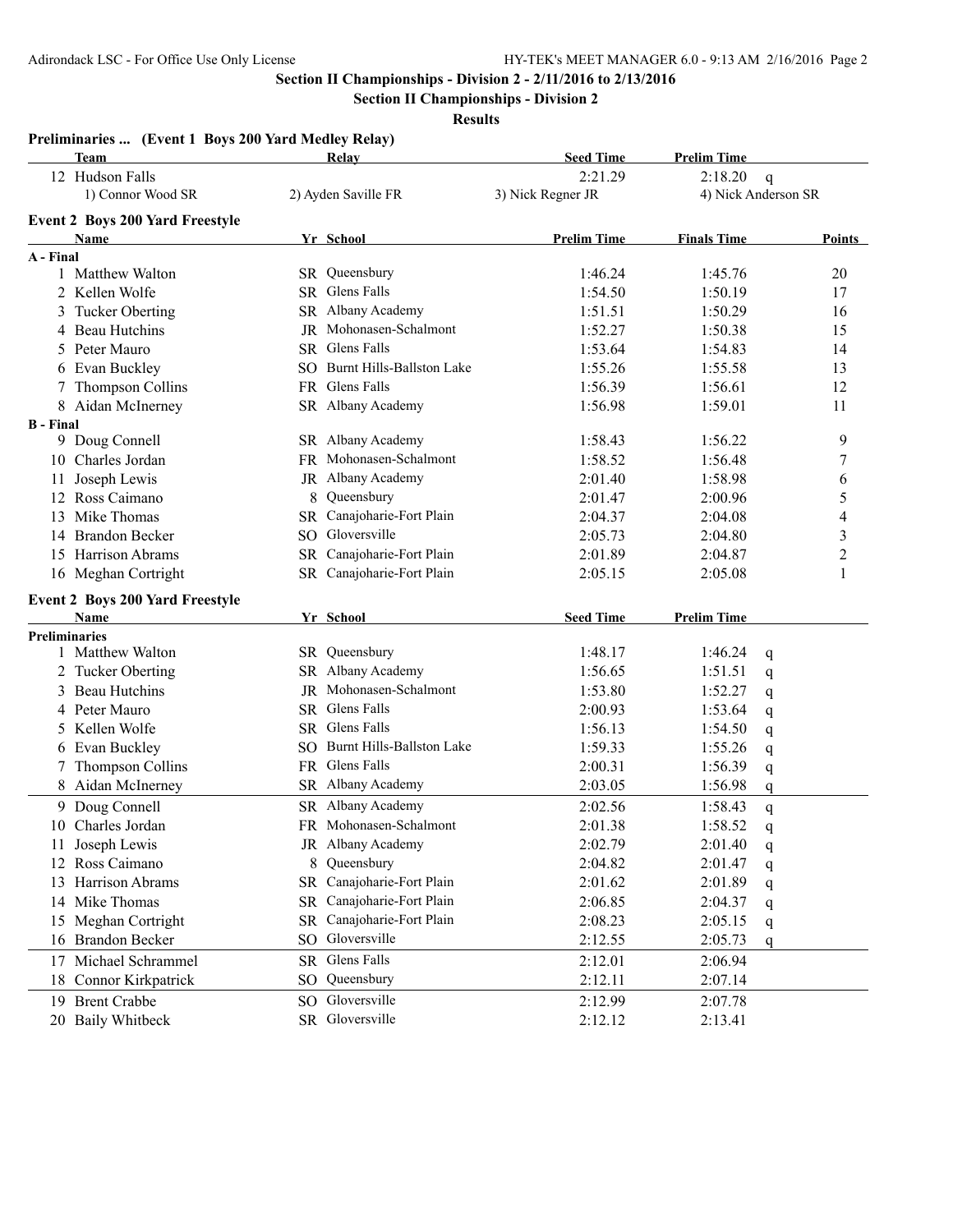**Section II Championships - Division 2 - 2/11/2016 to 2/13/2016**

**Section II Championships - Division 2**

**Results**

### Preliminaries ... (Event 1 Boys 200 Yard Medley Relay)

| | Team | Relay | Seed Time | Prelim Time | |
|---|---|---|---|---|---|
| 12 | Hudson Falls | | 2:21.29 | 2:18.20 | q |
| | 1) Connor Wood SR | 2) Ayden Saville FR | 3) Nick Regner JR | 4) Nick Anderson SR | |

### Event 2 Boys 200 Yard Freestyle

| | Name | Yr | School | Prelim Time | Finals Time | Points |
|---|---|---|---|---|---|---|
| **A - Final** | | | | | | |
| 1 | Matthew Walton | SR | Queensbury | 1:46.24 | 1:45.76 | 20 |
| 2 | Kellen Wolfe | SR | Glens Falls | 1:54.50 | 1:50.19 | 17 |
| 3 | Tucker Oberting | SR | Albany Academy | 1:51.51 | 1:50.29 | 16 |
| 4 | Beau Hutchins | JR | Mohonasen-Schalmont | 1:52.27 | 1:50.38 | 15 |
| 5 | Peter Mauro | SR | Glens Falls | 1:53.64 | 1:54.83 | 14 |
| 6 | Evan Buckley | SO | Burnt Hills-Ballston Lake | 1:55.26 | 1:55.58 | 13 |
| 7 | Thompson Collins | FR | Glens Falls | 1:56.39 | 1:56.61 | 12 |
| 8 | Aidan McInerney | SR | Albany Academy | 1:56.98 | 1:59.01 | 11 |
| **B - Final** | | | | | | |
| 9 | Doug Connell | SR | Albany Academy | 1:58.43 | 1:56.22 | 9 |
| 10 | Charles Jordan | FR | Mohonasen-Schalmont | 1:58.52 | 1:56.48 | 7 |
| 11 | Joseph Lewis | JR | Albany Academy | 2:01.40 | 1:58.98 | 6 |
| 12 | Ross Caimano | 8 | Queensbury | 2:01.47 | 2:00.96 | 5 |
| 13 | Mike Thomas | SR | Canajoharie-Fort Plain | 2:04.37 | 2:04.08 | 4 |
| 14 | Brandon Becker | SO | Gloversville | 2:05.73 | 2:04.80 | 3 |
| 15 | Harrison Abrams | SR | Canajoharie-Fort Plain | 2:01.89 | 2:04.87 | 2 |
| 16 | Meghan Cortright | SR | Canajoharie-Fort Plain | 2:05.15 | 2:05.08 | 1 |

### Event 2 Boys 200 Yard Freestyle

| | Name | Yr | School | Seed Time | Prelim Time | |
|---|---|---|---|---|---|---|
| **Preliminaries** | | | | | | |
| 1 | Matthew Walton | SR | Queensbury | 1:48.17 | 1:46.24 | q |
| 2 | Tucker Oberting | SR | Albany Academy | 1:56.65 | 1:51.51 | q |
| 3 | Beau Hutchins | JR | Mohonasen-Schalmont | 1:53.80 | 1:52.27 | q |
| 4 | Peter Mauro | SR | Glens Falls | 2:00.93 | 1:53.64 | q |
| 5 | Kellen Wolfe | SR | Glens Falls | 1:56.13 | 1:54.50 | q |
| 6 | Evan Buckley | SO | Burnt Hills-Ballston Lake | 1:59.33 | 1:55.26 | q |
| 7 | Thompson Collins | FR | Glens Falls | 2:00.31 | 1:56.39 | q |
| 8 | Aidan McInerney | SR | Albany Academy | 2:03.05 | 1:56.98 | q |
| 9 | Doug Connell | SR | Albany Academy | 2:02.56 | 1:58.43 | q |
| 10 | Charles Jordan | FR | Mohonasen-Schalmont | 2:01.38 | 1:58.52 | q |
| 11 | Joseph Lewis | JR | Albany Academy | 2:02.79 | 2:01.40 | q |
| 12 | Ross Caimano | 8 | Queensbury | 2:04.82 | 2:01.47 | q |
| 13 | Harrison Abrams | SR | Canajoharie-Fort Plain | 2:01.62 | 2:01.89 | q |
| 14 | Mike Thomas | SR | Canajoharie-Fort Plain | 2:06.85 | 2:04.37 | q |
| 15 | Meghan Cortright | SR | Canajoharie-Fort Plain | 2:08.23 | 2:05.15 | q |
| 16 | Brandon Becker | SO | Gloversville | 2:12.55 | 2:05.73 | q |
| 17 | Michael Schrammel | SR | Glens Falls | 2:12.01 | 2:06.94 | |
| 18 | Connor Kirkpatrick | SO | Queensbury | 2:12.11 | 2:07.14 | |
| 19 | Brent Crabbe | SO | Gloversville | 2:12.99 | 2:07.78 | |
| 20 | Baily Whitbeck | SR | Gloversville | 2:12.12 | 2:13.41 | |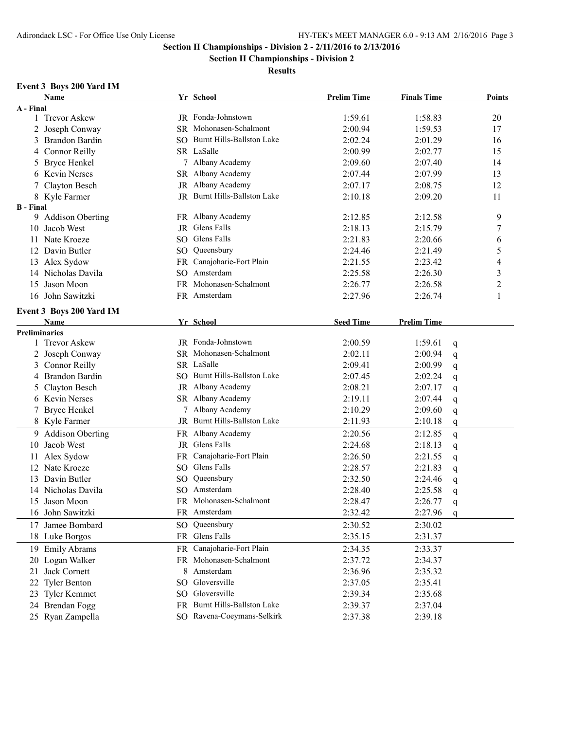## Section II Championships - Division 2 - 2/11/2016 to 2/13/2016

### Section II Championships - Division 2

### Results

**Event 3 Boys 200 Yard IM**

| | Name | Yr | School | Prelim Time | Finals Time | Points |
|---|---|---|---|---|---|---|
| **A - Final** | | | | | | |
| 1 | Trevor Askew | JR | Fonda-Johnstown | 1:59.61 | 1:58.83 | 20 |
| 2 | Joseph Conway | SR | Mohonasen-Schalmont | 2:00.94 | 1:59.53 | 17 |
| 3 | Brandon Bardin | SO | Burnt Hills-Ballston Lake | 2:02.24 | 2:01.29 | 16 |
| 4 | Connor Reilly | SR | LaSalle | 2:00.99 | 2:02.77 | 15 |
| 5 | Bryce Henkel | 7 | Albany Academy | 2:09.60 | 2:07.40 | 14 |
| 6 | Kevin Nerses | SR | Albany Academy | 2:07.44 | 2:07.99 | 13 |
| 7 | Clayton Besch | JR | Albany Academy | 2:07.17 | 2:08.75 | 12 |
| 8 | Kyle Farmer | JR | Burnt Hills-Ballston Lake | 2:10.18 | 2:09.20 | 11 |
| **B - Final** | | | | | | |
| 9 | Addison Oberting | FR | Albany Academy | 2:12.85 | 2:12.58 | 9 |
| 10 | Jacob West | JR | Glens Falls | 2:18.13 | 2:15.79 | 7 |
| 11 | Nate Kroeze | SO | Glens Falls | 2:21.83 | 2:20.66 | 6 |
| 12 | Davin Butler | SO | Queensbury | 2:24.46 | 2:21.49 | 5 |
| 13 | Alex Sydow | FR | Canajoharie-Fort Plain | 2:21.55 | 2:23.42 | 4 |
| 14 | Nicholas Davila | SO | Amsterdam | 2:25.58 | 2:26.30 | 3 |
| 15 | Jason Moon | FR | Mohonasen-Schalmont | 2:26.77 | 2:26.58 | 2 |
| 16 | John Sawitzki | FR | Amsterdam | 2:27.96 | 2:26.74 | 1 |

**Event 3 Boys 200 Yard IM**

| | Name | Yr | School | Seed Time | Prelim Time | |
|---|---|---|---|---|---|---|
| **Preliminaries** | | | | | | |
| 1 | Trevor Askew | JR | Fonda-Johnstown | 2:00.59 | 1:59.61 | q |
| 2 | Joseph Conway | SR | Mohonasen-Schalmont | 2:02.11 | 2:00.94 | q |
| 3 | Connor Reilly | SR | LaSalle | 2:09.41 | 2:00.99 | q |
| 4 | Brandon Bardin | SO | Burnt Hills-Ballston Lake | 2:07.45 | 2:02.24 | q |
| 5 | Clayton Besch | JR | Albany Academy | 2:08.21 | 2:07.17 | q |
| 6 | Kevin Nerses | SR | Albany Academy | 2:19.11 | 2:07.44 | q |
| 7 | Bryce Henkel | 7 | Albany Academy | 2:10.29 | 2:09.60 | q |
| 8 | Kyle Farmer | JR | Burnt Hills-Ballston Lake | 2:11.93 | 2:10.18 | q |
| 9 | Addison Oberting | FR | Albany Academy | 2:20.56 | 2:12.85 | q |
| 10 | Jacob West | JR | Glens Falls | 2:24.68 | 2:18.13 | q |
| 11 | Alex Sydow | FR | Canajoharie-Fort Plain | 2:26.50 | 2:21.55 | q |
| 12 | Nate Kroeze | SO | Glens Falls | 2:28.57 | 2:21.83 | q |
| 13 | Davin Butler | SO | Queensbury | 2:32.50 | 2:24.46 | q |
| 14 | Nicholas Davila | SO | Amsterdam | 2:28.40 | 2:25.58 | q |
| 15 | Jason Moon | FR | Mohonasen-Schalmont | 2:28.47 | 2:26.77 | q |
| 16 | John Sawitzki | FR | Amsterdam | 2:32.42 | 2:27.96 | q |
| 17 | Jamee Bombard | SO | Queensbury | 2:30.52 | 2:30.02 | |
| 18 | Luke Borgos | FR | Glens Falls | 2:35.15 | 2:31.37 | |
| 19 | Emily Abrams | FR | Canajoharie-Fort Plain | 2:34.35 | 2:33.37 | |
| 20 | Logan Walker | FR | Mohonasen-Schalmont | 2:37.72 | 2:34.37 | |
| 21 | Jack Cornett | 8 | Amsterdam | 2:36.96 | 2:35.32 | |
| 22 | Tyler Benton | SO | Gloversville | 2:37.05 | 2:35.41 | |
| 23 | Tyler Kemmet | SO | Gloversville | 2:39.34 | 2:35.68 | |
| 24 | Brendan Fogg | FR | Burnt Hills-Ballston Lake | 2:39.37 | 2:37.04 | |
| 25 | Ryan Zampella | SO | Ravena-Coeymans-Selkirk | 2:37.38 | 2:39.18 | |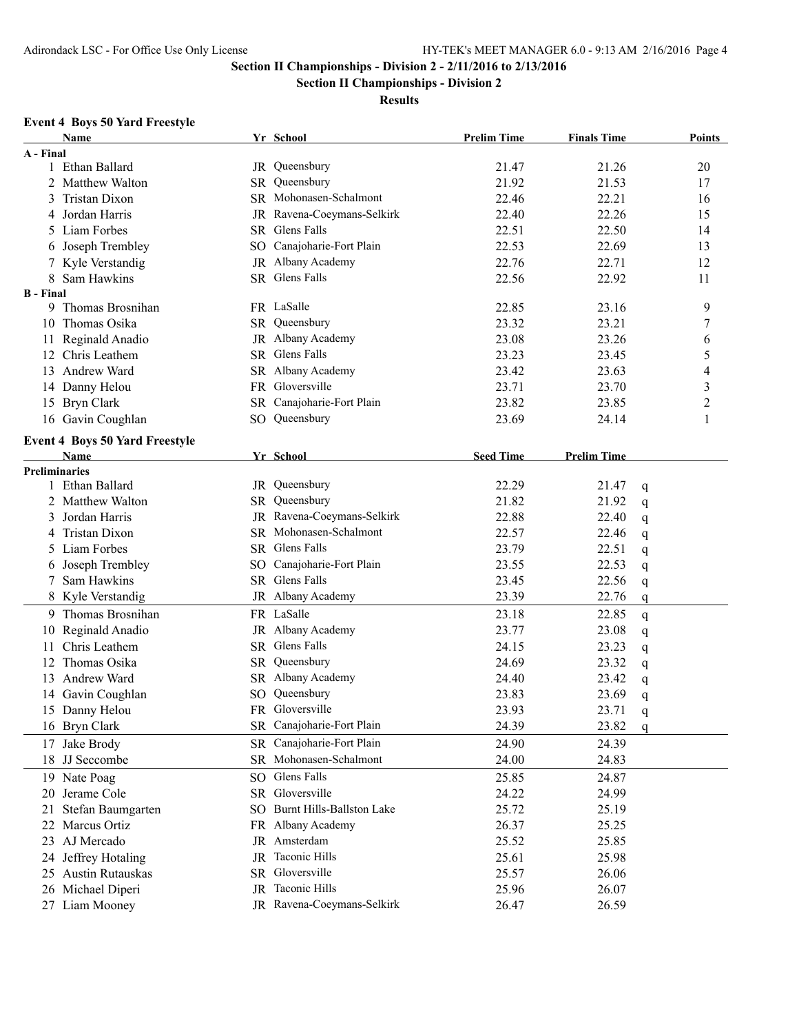## Section II Championships - Division 2 - 2/11/2016 to 2/13/2016

### Section II Championships - Division 2

### Results

**Event 4 Boys 50 Yard Freestyle**

| | Name | Yr | School | Prelim Time | Finals Time | Points |
|---|---|---|---|---|---|---|
| **A - Final** | | | | | | |
| 1 | Ethan Ballard | JR | Queensbury | 21.47 | 21.26 | 20 |
| 2 | Matthew Walton | SR | Queensbury | 21.92 | 21.53 | 17 |
| 3 | Tristan Dixon | SR | Mohonasen-Schalmont | 22.46 | 22.21 | 16 |
| 4 | Jordan Harris | JR | Ravena-Coeymans-Selkirk | 22.40 | 22.26 | 15 |
| 5 | Liam Forbes | SR | Glens Falls | 22.51 | 22.50 | 14 |
| 6 | Joseph Trembley | SO | Canajoharie-Fort Plain | 22.53 | 22.69 | 13 |
| 7 | Kyle Verstandig | JR | Albany Academy | 22.76 | 22.71 | 12 |
| 8 | Sam Hawkins | SR | Glens Falls | 22.56 | 22.92 | 11 |
| **B - Final** | | | | | | |
| 9 | Thomas Brosnihan | FR | LaSalle | 22.85 | 23.16 | 9 |
| 10 | Thomas Osika | SR | Queensbury | 23.32 | 23.21 | 7 |
| 11 | Reginald Anadio | JR | Albany Academy | 23.08 | 23.26 | 6 |
| 12 | Chris Leathem | SR | Glens Falls | 23.23 | 23.45 | 5 |
| 13 | Andrew Ward | SR | Albany Academy | 23.42 | 23.63 | 4 |
| 14 | Danny Helou | FR | Gloversville | 23.71 | 23.70 | 3 |
| 15 | Bryn Clark | SR | Canajoharie-Fort Plain | 23.82 | 23.85 | 2 |
| 16 | Gavin Coughlan | SO | Queensbury | 23.69 | 24.14 | 1 |

**Event 4 Boys 50 Yard Freestyle**

| | Name | Yr | School | Seed Time | Prelim Time | |
|---|---|---|---|---|---|---|
| **Preliminaries** | | | | | | |
| 1 | Ethan Ballard | JR | Queensbury | 22.29 | 21.47 | q |
| 2 | Matthew Walton | SR | Queensbury | 21.82 | 21.92 | q |
| 3 | Jordan Harris | JR | Ravena-Coeymans-Selkirk | 22.88 | 22.40 | q |
| 4 | Tristan Dixon | SR | Mohonasen-Schalmont | 22.57 | 22.46 | q |
| 5 | Liam Forbes | SR | Glens Falls | 23.79 | 22.51 | q |
| 6 | Joseph Trembley | SO | Canajoharie-Fort Plain | 23.55 | 22.53 | q |
| 7 | Sam Hawkins | SR | Glens Falls | 23.45 | 22.56 | q |
| 8 | Kyle Verstandig | JR | Albany Academy | 23.39 | 22.76 | q |
| 9 | Thomas Brosnihan | FR | LaSalle | 23.18 | 22.85 | q |
| 10 | Reginald Anadio | JR | Albany Academy | 23.77 | 23.08 | q |
| 11 | Chris Leathem | SR | Glens Falls | 24.15 | 23.23 | q |
| 12 | Thomas Osika | SR | Queensbury | 24.69 | 23.32 | q |
| 13 | Andrew Ward | SR | Albany Academy | 24.40 | 23.42 | q |
| 14 | Gavin Coughlan | SO | Queensbury | 23.83 | 23.69 | q |
| 15 | Danny Helou | FR | Gloversville | 23.93 | 23.71 | q |
| 16 | Bryn Clark | SR | Canajoharie-Fort Plain | 24.39 | 23.82 | q |
| 17 | Jake Brody | SR | Canajoharie-Fort Plain | 24.90 | 24.39 | |
| 18 | JJ Seccombe | SR | Mohonasen-Schalmont | 24.00 | 24.83 | |
| 19 | Nate Poag | SO | Glens Falls | 25.85 | 24.87 | |
| 20 | Jerame Cole | SR | Gloversville | 24.22 | 24.99 | |
| 21 | Stefan Baumgarten | SO | Burnt Hills-Ballston Lake | 25.72 | 25.19 | |
| 22 | Marcus Ortiz | FR | Albany Academy | 26.37 | 25.25 | |
| 23 | AJ Mercado | JR | Amsterdam | 25.52 | 25.85 | |
| 24 | Jeffrey Hotaling | JR | Taconic Hills | 25.61 | 25.98 | |
| 25 | Austin Rutauskas | SR | Gloversville | 25.57 | 26.06 | |
| 26 | Michael Diperi | JR | Taconic Hills | 25.96 | 26.07 | |
| 27 | Liam Mooney | JR | Ravena-Coeymans-Selkirk | 26.47 | 26.59 | |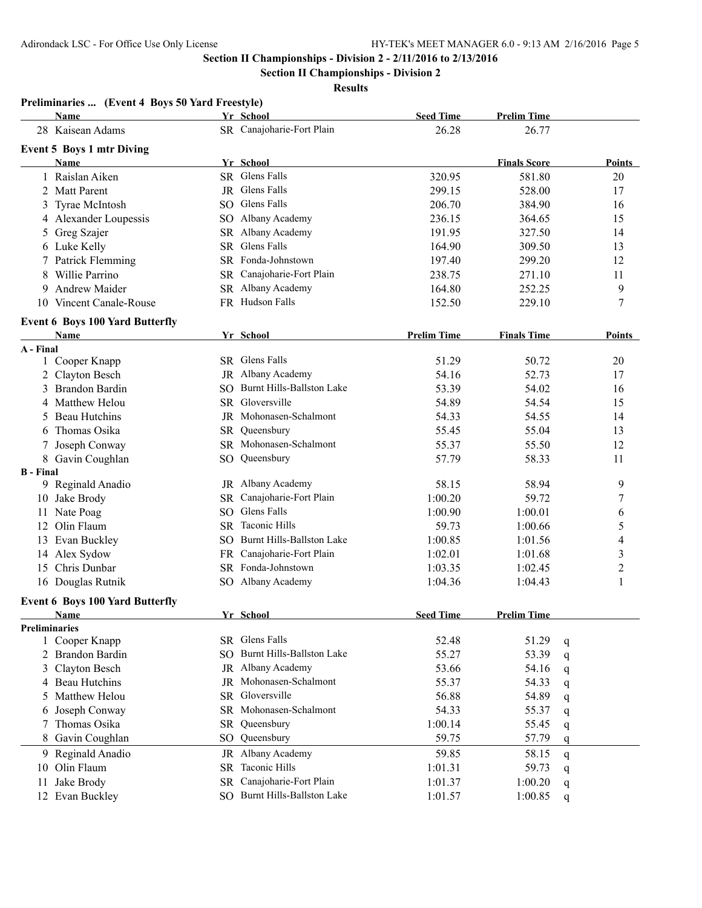## Section II Championships - Division 2 - 2/11/2016 to 2/13/2016

## Section II Championships - Division 2

### Results

**Preliminaries ... (Event 4 Boys 50 Yard Freestyle)**

| | Name | Yr | School | Seed Time | Prelim Time |
|---|---|---|---|---|---|
| 28 | Kaisean Adams | SR | Canajoharie-Fort Plain | 26.28 | 26.77 |

**Event 5 Boys 1 mtr Diving**

| | Name | Yr | School | | Finals Score | Points |
|---|---|---|---|---|---|---|
| 1 | Raislan Aiken | SR | Glens Falls | 320.95 | 581.80 | 20 |
| 2 | Matt Parent | JR | Glens Falls | 299.15 | 528.00 | 17 |
| 3 | Tyrae McIntosh | SO | Glens Falls | 206.70 | 384.90 | 16 |
| 4 | Alexander Loupessis | SO | Albany Academy | 236.15 | 364.65 | 15 |
| 5 | Greg Szajer | SR | Albany Academy | 191.95 | 327.50 | 14 |
| 6 | Luke Kelly | SR | Glens Falls | 164.90 | 309.50 | 13 |
| 7 | Patrick Flemming | SR | Fonda-Johnstown | 197.40 | 299.20 | 12 |
| 8 | Willie Parrino | SR | Canajoharie-Fort Plain | 238.75 | 271.10 | 11 |
| 9 | Andrew Maider | SR | Albany Academy | 164.80 | 252.25 | 9 |
| 10 | Vincent Canale-Rouse | FR | Hudson Falls | 152.50 | 229.10 | 7 |

**Event 6 Boys 100 Yard Butterfly**

| | Name | Yr | School | Prelim Time | Finals Time | Points |
|---|---|---|---|---|---|---|
| **A - Final** | | | | | | |
| 1 | Cooper Knapp | SR | Glens Falls | 51.29 | 50.72 | 20 |
| 2 | Clayton Besch | JR | Albany Academy | 54.16 | 52.73 | 17 |
| 3 | Brandon Bardin | SO | Burnt Hills-Ballston Lake | 53.39 | 54.02 | 16 |
| 4 | Matthew Helou | SR | Gloversville | 54.89 | 54.54 | 15 |
| 5 | Beau Hutchins | JR | Mohonasen-Schalmont | 54.33 | 54.55 | 14 |
| 6 | Thomas Osika | SR | Queensbury | 55.45 | 55.04 | 13 |
| 7 | Joseph Conway | SR | Mohonasen-Schalmont | 55.37 | 55.50 | 12 |
| 8 | Gavin Coughlan | SO | Queensbury | 57.79 | 58.33 | 11 |
| **B - Final** | | | | | | |
| 9 | Reginald Anadio | JR | Albany Academy | 58.15 | 58.94 | 9 |
| 10 | Jake Brody | SR | Canajoharie-Fort Plain | 1:00.20 | 59.72 | 7 |
| 11 | Nate Poag | SO | Glens Falls | 1:00.90 | 1:00.01 | 6 |
| 12 | Olin Flaum | SR | Taconic Hills | 59.73 | 1:00.66 | 5 |
| 13 | Evan Buckley | SO | Burnt Hills-Ballston Lake | 1:00.85 | 1:01.56 | 4 |
| 14 | Alex Sydow | FR | Canajoharie-Fort Plain | 1:02.01 | 1:01.68 | 3 |
| 15 | Chris Dunbar | SR | Fonda-Johnstown | 1:03.35 | 1:02.45 | 2 |
| 16 | Douglas Rutnik | SO | Albany Academy | 1:04.36 | 1:04.43 | 1 |

**Event 6 Boys 100 Yard Butterfly**

| | Name | Yr | School | Seed Time | Prelim Time | |
|---|---|---|---|---|---|---|
| **Preliminaries** | | | | | | |
| 1 | Cooper Knapp | SR | Glens Falls | 52.48 | 51.29 | q |
| 2 | Brandon Bardin | SO | Burnt Hills-Ballston Lake | 55.27 | 53.39 | q |
| 3 | Clayton Besch | JR | Albany Academy | 53.66 | 54.16 | q |
| 4 | Beau Hutchins | JR | Mohonasen-Schalmont | 55.37 | 54.33 | q |
| 5 | Matthew Helou | SR | Gloversville | 56.88 | 54.89 | q |
| 6 | Joseph Conway | SR | Mohonasen-Schalmont | 54.33 | 55.37 | q |
| 7 | Thomas Osika | SR | Queensbury | 1:00.14 | 55.45 | q |
| 8 | Gavin Coughlan | SO | Queensbury | 59.75 | 57.79 | q |
| 9 | Reginald Anadio | JR | Albany Academy | 59.85 | 58.15 | q |
| 10 | Olin Flaum | SR | Taconic Hills | 1:01.31 | 59.73 | q |
| 11 | Jake Brody | SR | Canajoharie-Fort Plain | 1:01.37 | 1:00.20 | q |
| 12 | Evan Buckley | SO | Burnt Hills-Ballston Lake | 1:01.57 | 1:00.85 | q |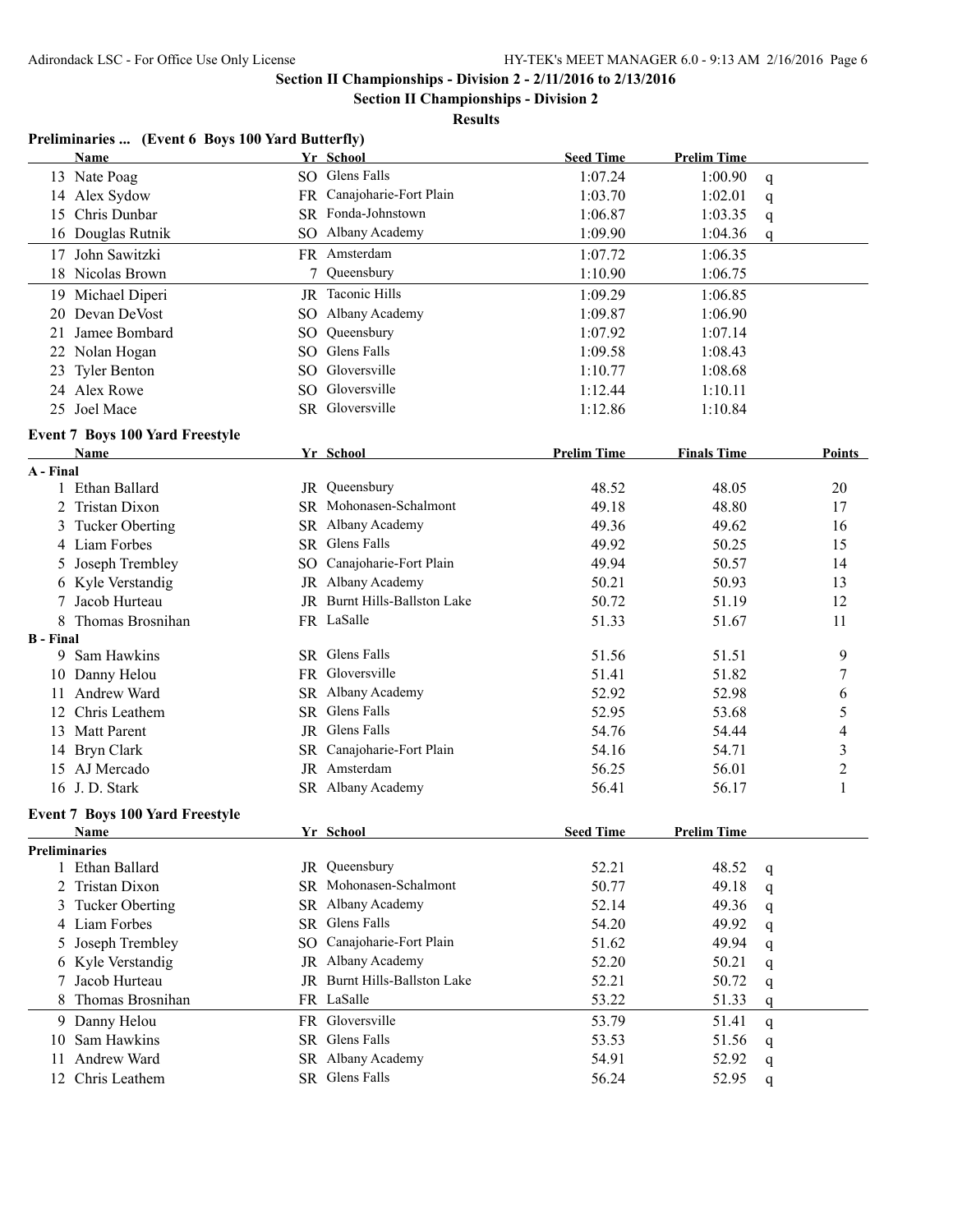**Section II Championships - Division 2 - 2/11/2016 to 2/13/2016**

**Section II Championships - Division 2**

**Results**

### Preliminaries ... (Event 6 Boys 100 Yard Butterfly)

| | Name | Yr | School | Seed Time | Prelim Time | |
|---|---|---|---|---|---|---|
| 13 | Nate Poag | SO | Glens Falls | 1:07.24 | 1:00.90 | q |
| 14 | Alex Sydow | FR | Canajoharie-Fort Plain | 1:03.70 | 1:02.01 | q |
| 15 | Chris Dunbar | SR | Fonda-Johnstown | 1:06.87 | 1:03.35 | q |
| 16 | Douglas Rutnik | SO | Albany Academy | 1:09.90 | 1:04.36 | q |
| 17 | John Sawitzki | FR | Amsterdam | 1:07.72 | 1:06.35 | |
| 18 | Nicolas Brown | 7 | Queensbury | 1:10.90 | 1:06.75 | |
| 19 | Michael Diperi | JR | Taconic Hills | 1:09.29 | 1:06.85 | |
| 20 | Devan DeVost | SO | Albany Academy | 1:09.87 | 1:06.90 | |
| 21 | Jamee Bombard | SO | Queensbury | 1:07.92 | 1:07.14 | |
| 22 | Nolan Hogan | SO | Glens Falls | 1:09.58 | 1:08.43 | |
| 23 | Tyler Benton | SO | Gloversville | 1:10.77 | 1:08.68 | |
| 24 | Alex Rowe | SO | Gloversville | 1:12.44 | 1:10.11 | |
| 25 | Joel Mace | SR | Gloversville | 1:12.86 | 1:10.84 | |

### Event 7 Boys 100 Yard Freestyle

| | Name | Yr | School | Prelim Time | Finals Time | Points |
|---|---|---|---|---|---|---|
| **A - Final** | | | | | | |
| 1 | Ethan Ballard | JR | Queensbury | 48.52 | 48.05 | 20 |
| 2 | Tristan Dixon | SR | Mohonasen-Schalmont | 49.18 | 48.80 | 17 |
| 3 | Tucker Oberting | SR | Albany Academy | 49.36 | 49.62 | 16 |
| 4 | Liam Forbes | SR | Glens Falls | 49.92 | 50.25 | 15 |
| 5 | Joseph Trembley | SO | Canajoharie-Fort Plain | 49.94 | 50.57 | 14 |
| 6 | Kyle Verstandig | JR | Albany Academy | 50.21 | 50.93 | 13 |
| 7 | Jacob Hurteau | JR | Burnt Hills-Ballston Lake | 50.72 | 51.19 | 12 |
| 8 | Thomas Brosnihan | FR | LaSalle | 51.33 | 51.67 | 11 |
| **B - Final** | | | | | | |
| 9 | Sam Hawkins | SR | Glens Falls | 51.56 | 51.51 | 9 |
| 10 | Danny Helou | FR | Gloversville | 51.41 | 51.82 | 7 |
| 11 | Andrew Ward | SR | Albany Academy | 52.92 | 52.98 | 6 |
| 12 | Chris Leathem | SR | Glens Falls | 52.95 | 53.68 | 5 |
| 13 | Matt Parent | JR | Glens Falls | 54.76 | 54.44 | 4 |
| 14 | Bryn Clark | SR | Canajoharie-Fort Plain | 54.16 | 54.71 | 3 |
| 15 | AJ Mercado | JR | Amsterdam | 56.25 | 56.01 | 2 |
| 16 | J. D. Stark | SR | Albany Academy | 56.41 | 56.17 | 1 |

### Event 7 Boys 100 Yard Freestyle

| | Name | Yr | School | Seed Time | Prelim Time | |
|---|---|---|---|---|---|---|
| **Preliminaries** | | | | | | |
| 1 | Ethan Ballard | JR | Queensbury | 52.21 | 48.52 | q |
| 2 | Tristan Dixon | SR | Mohonasen-Schalmont | 50.77 | 49.18 | q |
| 3 | Tucker Oberting | SR | Albany Academy | 52.14 | 49.36 | q |
| 4 | Liam Forbes | SR | Glens Falls | 54.20 | 49.92 | q |
| 5 | Joseph Trembley | SO | Canajoharie-Fort Plain | 51.62 | 49.94 | q |
| 6 | Kyle Verstandig | JR | Albany Academy | 52.20 | 50.21 | q |
| 7 | Jacob Hurteau | JR | Burnt Hills-Ballston Lake | 52.21 | 50.72 | q |
| 8 | Thomas Brosnihan | FR | LaSalle | 53.22 | 51.33 | q |
| 9 | Danny Helou | FR | Gloversville | 53.79 | 51.41 | q |
| 10 | Sam Hawkins | SR | Glens Falls | 53.53 | 51.56 | q |
| 11 | Andrew Ward | SR | Albany Academy | 54.91 | 52.92 | q |
| 12 | Chris Leathem | SR | Glens Falls | 56.24 | 52.95 | q |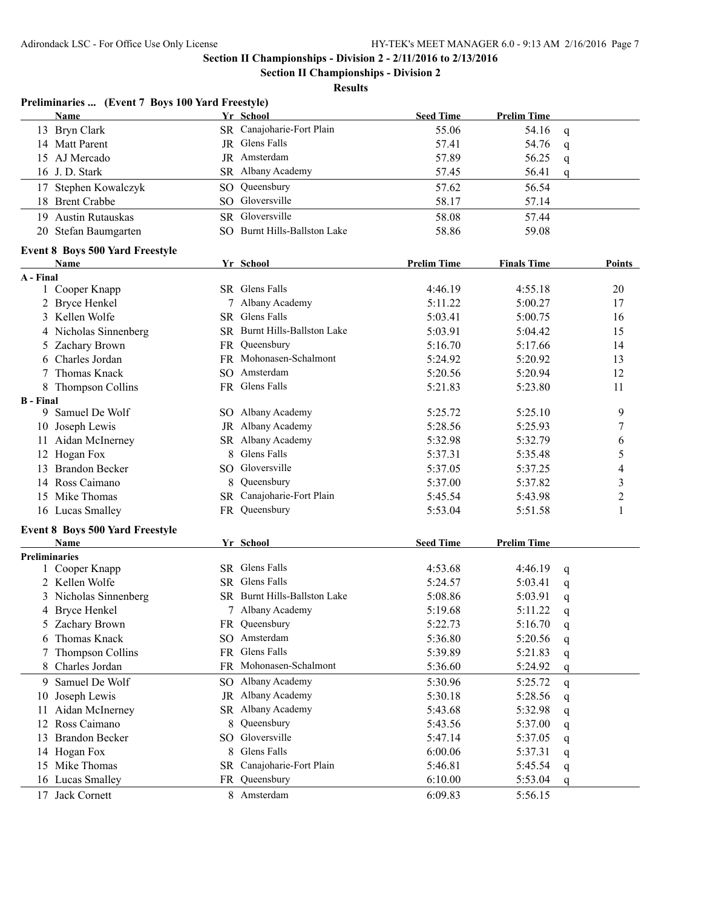## Section II Championships - Division 2 - 2/11/2016 to 2/13/2016

### Section II Championships - Division 2

### Results

**Preliminaries ... (Event 7 Boys 100 Yard Freestyle)**

| | Name | Yr | School | Seed Time | Prelim Time | |
|---|---|---|---|---|---|---|
| 13 | Bryn Clark | SR | Canajoharie-Fort Plain | 55.06 | 54.16 | q |
| 14 | Matt Parent | JR | Glens Falls | 57.41 | 54.76 | q |
| 15 | AJ Mercado | JR | Amsterdam | 57.89 | 56.25 | q |
| 16 | J. D. Stark | SR | Albany Academy | 57.45 | 56.41 | q |
| 17 | Stephen Kowalczyk | SO | Queensbury | 57.62 | 56.54 | |
| 18 | Brent Crabbe | SO | Gloversville | 58.17 | 57.14 | |
| 19 | Austin Rutauskas | SR | Gloversville | 58.08 | 57.44 | |
| 20 | Stefan Baumgarten | SO | Burnt Hills-Ballston Lake | 58.86 | 59.08 | |

**Event 8 Boys 500 Yard Freestyle**

| | Name | Yr | School | Prelim Time | Finals Time | Points |
|---|---|---|---|---|---|---|
| **A - Final** | | | | | | |
| 1 | Cooper Knapp | SR | Glens Falls | 4:46.19 | 4:55.18 | 20 |
| 2 | Bryce Henkel | 7 | Albany Academy | 5:11.22 | 5:00.27 | 17 |
| 3 | Kellen Wolfe | SR | Glens Falls | 5:03.41 | 5:00.75 | 16 |
| 4 | Nicholas Sinnenberg | SR | Burnt Hills-Ballston Lake | 5:03.91 | 5:04.42 | 15 |
| 5 | Zachary Brown | FR | Queensbury | 5:16.70 | 5:17.66 | 14 |
| 6 | Charles Jordan | FR | Mohonasen-Schalmont | 5:24.92 | 5:20.92 | 13 |
| 7 | Thomas Knack | SO | Amsterdam | 5:20.56 | 5:20.94 | 12 |
| 8 | Thompson Collins | FR | Glens Falls | 5:21.83 | 5:23.80 | 11 |
| **B - Final** | | | | | | |
| 9 | Samuel De Wolf | SO | Albany Academy | 5:25.72 | 5:25.10 | 9 |
| 10 | Joseph Lewis | JR | Albany Academy | 5:28.56 | 5:25.93 | 7 |
| 11 | Aidan McInerney | SR | Albany Academy | 5:32.98 | 5:32.79 | 6 |
| 12 | Hogan Fox | 8 | Glens Falls | 5:37.31 | 5:35.48 | 5 |
| 13 | Brandon Becker | SO | Gloversville | 5:37.05 | 5:37.25 | 4 |
| 14 | Ross Caimano | 8 | Queensbury | 5:37.00 | 5:37.82 | 3 |
| 15 | Mike Thomas | SR | Canajoharie-Fort Plain | 5:45.54 | 5:43.98 | 2 |
| 16 | Lucas Smalley | FR | Queensbury | 5:53.04 | 5:51.58 | 1 |

**Event 8 Boys 500 Yard Freestyle**

| | Name | Yr | School | Seed Time | Prelim Time | |
|---|---|---|---|---|---|---|
| **Preliminaries** | | | | | | |
| 1 | Cooper Knapp | SR | Glens Falls | 4:53.68 | 4:46.19 | q |
| 2 | Kellen Wolfe | SR | Glens Falls | 5:24.57 | 5:03.41 | q |
| 3 | Nicholas Sinnenberg | SR | Burnt Hills-Ballston Lake | 5:08.86 | 5:03.91 | q |
| 4 | Bryce Henkel | 7 | Albany Academy | 5:19.68 | 5:11.22 | q |
| 5 | Zachary Brown | FR | Queensbury | 5:22.73 | 5:16.70 | q |
| 6 | Thomas Knack | SO | Amsterdam | 5:36.80 | 5:20.56 | q |
| 7 | Thompson Collins | FR | Glens Falls | 5:39.89 | 5:21.83 | q |
| 8 | Charles Jordan | FR | Mohonasen-Schalmont | 5:36.60 | 5:24.92 | q |
| 9 | Samuel De Wolf | SO | Albany Academy | 5:30.96 | 5:25.72 | q |
| 10 | Joseph Lewis | JR | Albany Academy | 5:30.18 | 5:28.56 | q |
| 11 | Aidan McInerney | SR | Albany Academy | 5:43.68 | 5:32.98 | q |
| 12 | Ross Caimano | 8 | Queensbury | 5:43.56 | 5:37.00 | q |
| 13 | Brandon Becker | SO | Gloversville | 5:47.14 | 5:37.05 | q |
| 14 | Hogan Fox | 8 | Glens Falls | 6:00.06 | 5:37.31 | q |
| 15 | Mike Thomas | SR | Canajoharie-Fort Plain | 5:46.81 | 5:45.54 | q |
| 16 | Lucas Smalley | FR | Queensbury | 6:10.00 | 5:53.04 | q |
| 17 | Jack Cornett | 8 | Amsterdam | 6:09.83 | 5:56.15 | |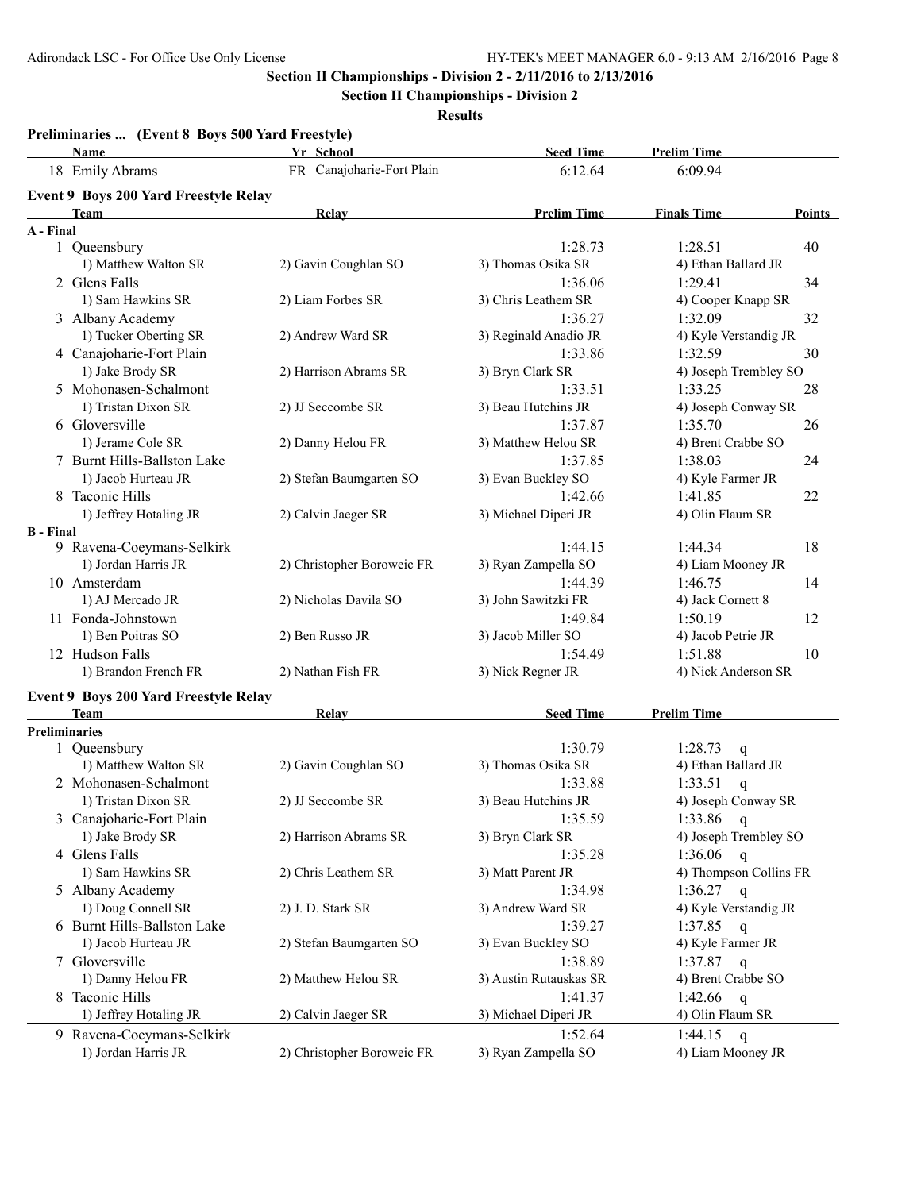## Section II Championships - Division 2 - 2/11/2016 to 2/13/2016

### Section II Championships - Division 2

### Results

**Preliminaries ... (Event 8 Boys 500 Yard Freestyle)**

| Name | Yr | School | Seed Time | Prelim Time |
|---|---|---|---|---|
| 18 Emily Abrams | FR | Canajoharie-Fort Plain | 6:12.64 | 6:09.94 |

**Event 9 Boys 200 Yard Freestyle Relay**

| Team | Relay | Prelim Time | Finals Time | Points |
|---|---|---|---|---|
| **A - Final** | | | | |
| 1 Queensbury | | 1:28.73 | 1:28.51 | 40 |
| 1) Matthew Walton SR | 2) Gavin Coughlan SO | 3) Thomas Osika SR | 4) Ethan Ballard JR | |
| 2 Glens Falls | | 1:36.06 | 1:29.41 | 34 |
| 1) Sam Hawkins SR | 2) Liam Forbes SR | 3) Chris Leathem SR | 4) Cooper Knapp SR | |
| 3 Albany Academy | | 1:36.27 | 1:32.09 | 32 |
| 1) Tucker Oberting SR | 2) Andrew Ward SR | 3) Reginald Anadio JR | 4) Kyle Verstandig JR | |
| 4 Canajoharie-Fort Plain | | 1:33.86 | 1:32.59 | 30 |
| 1) Jake Brody SR | 2) Harrison Abrams SR | 3) Bryn Clark SR | 4) Joseph Trembley SO | |
| 5 Mohonasen-Schalmont | | 1:33.51 | 1:33.25 | 28 |
| 1) Tristan Dixon SR | 2) JJ Seccombe SR | 3) Beau Hutchins JR | 4) Joseph Conway SR | |
| 6 Gloversville | | 1:37.87 | 1:35.70 | 26 |
| 1) Jerame Cole SR | 2) Danny Helou FR | 3) Matthew Helou SR | 4) Brent Crabbe SO | |
| 7 Burnt Hills-Ballston Lake | | 1:37.85 | 1:38.03 | 24 |
| 1) Jacob Hurteau JR | 2) Stefan Baumgarten SO | 3) Evan Buckley SO | 4) Kyle Farmer JR | |
| 8 Taconic Hills | | 1:42.66 | 1:41.85 | 22 |
| 1) Jeffrey Hotaling JR | 2) Calvin Jaeger SR | 3) Michael Diperi JR | 4) Olin Flaum SR | |
| **B - Final** | | | | |
| 9 Ravena-Coeymans-Selkirk | | 1:44.15 | 1:44.34 | 18 |
| 1) Jordan Harris JR | 2) Christopher Boroweic FR | 3) Ryan Zampella SO | 4) Liam Mooney JR | |
| 10 Amsterdam | | 1:44.39 | 1:46.75 | 14 |
| 1) AJ Mercado JR | 2) Nicholas Davila SO | 3) John Sawitzki FR | 4) Jack Cornett 8 | |
| 11 Fonda-Johnstown | | 1:49.84 | 1:50.19 | 12 |
| 1) Ben Poitras SO | 2) Ben Russo JR | 3) Jacob Miller SO | 4) Jacob Petrie JR | |
| 12 Hudson Falls | | 1:54.49 | 1:51.88 | 10 |
| 1) Brandon French FR | 2) Nathan Fish FR | 3) Nick Regner JR | 4) Nick Anderson SR | |

**Event 9 Boys 200 Yard Freestyle Relay**

| Team | Relay | Seed Time | Prelim Time |
|---|---|---|---|
| **Preliminaries** | | | |
| 1 Queensbury | | 1:30.79 | 1:28.73 q |
| 1) Matthew Walton SR | 2) Gavin Coughlan SO | 3) Thomas Osika SR | 4) Ethan Ballard JR |
| 2 Mohonasen-Schalmont | | 1:33.88 | 1:33.51 q |
| 1) Tristan Dixon SR | 2) JJ Seccombe SR | 3) Beau Hutchins JR | 4) Joseph Conway SR |
| 3 Canajoharie-Fort Plain | | 1:35.59 | 1:33.86 q |
| 1) Jake Brody SR | 2) Harrison Abrams SR | 3) Bryn Clark SR | 4) Joseph Trembley SO |
| 4 Glens Falls | | 1:35.28 | 1:36.06 q |
| 1) Sam Hawkins SR | 2) Chris Leathem SR | 3) Matt Parent JR | 4) Thompson Collins FR |
| 5 Albany Academy | | 1:34.98 | 1:36.27 q |
| 1) Doug Connell SR | 2) J. D. Stark SR | 3) Andrew Ward SR | 4) Kyle Verstandig JR |
| 6 Burnt Hills-Ballston Lake | | 1:39.27 | 1:37.85 q |
| 1) Jacob Hurteau JR | 2) Stefan Baumgarten SO | 3) Evan Buckley SO | 4) Kyle Farmer JR |
| 7 Gloversville | | 1:38.89 | 1:37.87 q |
| 1) Danny Helou FR | 2) Matthew Helou SR | 3) Austin Rutauskas SR | 4) Brent Crabbe SO |
| 8 Taconic Hills | | 1:41.37 | 1:42.66 q |
| 1) Jeffrey Hotaling JR | 2) Calvin Jaeger SR | 3) Michael Diperi JR | 4) Olin Flaum SR |
| 9 Ravena-Coeymans-Selkirk | | 1:52.64 | 1:44.15 q |
| 1) Jordan Harris JR | 2) Christopher Boroweic FR | 3) Ryan Zampella SO | 4) Liam Mooney JR |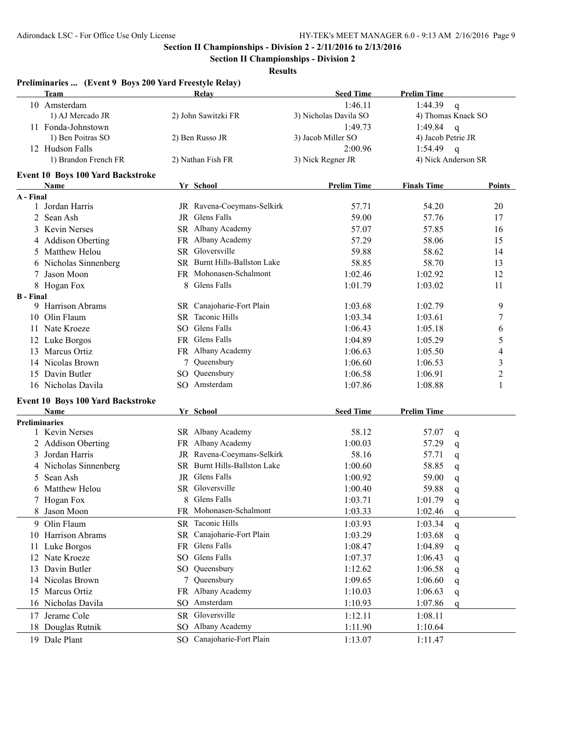## Section II Championships - Division 2 - 2/11/2016 to 2/13/2016

### Section II Championships - Division 2

**Results**

### Preliminaries ... (Event 9 Boys 200 Yard Freestyle Relay)

| | Team | Relay | Seed Time | Prelim Time | |
|---|---|---|---|---|---|
| 10 | Amsterdam | | 1:46.11 | 1:44.39 | q |
| | 1) AJ Mercado JR | 2) John Sawitzki FR | 3) Nicholas Davila SO | 4) Thomas Knack SO | |
| 11 | Fonda-Johnstown | | 1:49.73 | 1:49.84 | q |
| | 1) Ben Poitras SO | 2) Ben Russo JR | 3) Jacob Miller SO | 4) Jacob Petrie JR | |
| 12 | Hudson Falls | | 2:00.96 | 1:54.49 | q |
| | 1) Brandon French FR | 2) Nathan Fish FR | 3) Nick Regner JR | 4) Nick Anderson SR | |

### Event 10 Boys 100 Yard Backstroke

| | Name | Yr | School | Prelim Time | Finals Time | Points |
|---|---|---|---|---|---|---|
| **A - Final** | | | | | | |
| 1 | Jordan Harris | JR | Ravena-Coeymans-Selkirk | 57.71 | 54.20 | 20 |
| 2 | Sean Ash | JR | Glens Falls | 59.00 | 57.76 | 17 |
| 3 | Kevin Nerses | SR | Albany Academy | 57.07 | 57.85 | 16 |
| 4 | Addison Oberting | FR | Albany Academy | 57.29 | 58.06 | 15 |
| 5 | Matthew Helou | SR | Gloversville | 59.88 | 58.62 | 14 |
| 6 | Nicholas Sinnenberg | SR | Burnt Hills-Ballston Lake | 58.85 | 58.70 | 13 |
| 7 | Jason Moon | FR | Mohonasen-Schalmont | 1:02.46 | 1:02.92 | 12 |
| 8 | Hogan Fox | 8 | Glens Falls | 1:01.79 | 1:03.02 | 11 |
| **B - Final** | | | | | | |
| 9 | Harrison Abrams | SR | Canajoharie-Fort Plain | 1:03.68 | 1:02.79 | 9 |
| 10 | Olin Flaum | SR | Taconic Hills | 1:03.34 | 1:03.61 | 7 |
| 11 | Nate Kroeze | SO | Glens Falls | 1:06.43 | 1:05.18 | 6 |
| 12 | Luke Borgos | FR | Glens Falls | 1:04.89 | 1:05.29 | 5 |
| 13 | Marcus Ortiz | FR | Albany Academy | 1:06.63 | 1:05.50 | 4 |
| 14 | Nicolas Brown | 7 | Queensbury | 1:06.60 | 1:06.53 | 3 |
| 15 | Davin Butler | SO | Queensbury | 1:06.58 | 1:06.91 | 2 |
| 16 | Nicholas Davila | SO | Amsterdam | 1:07.86 | 1:08.88 | 1 |

### Event 10 Boys 100 Yard Backstroke

| | Name | Yr | School | Seed Time | Prelim Time | |
|---|---|---|---|---|---|---|
| **Preliminaries** | | | | | | |
| 1 | Kevin Nerses | SR | Albany Academy | 58.12 | 57.07 | q |
| 2 | Addison Oberting | FR | Albany Academy | 1:00.03 | 57.29 | q |
| 3 | Jordan Harris | JR | Ravena-Coeymans-Selkirk | 58.16 | 57.71 | q |
| 4 | Nicholas Sinnenberg | SR | Burnt Hills-Ballston Lake | 1:00.60 | 58.85 | q |
| 5 | Sean Ash | JR | Glens Falls | 1:00.92 | 59.00 | q |
| 6 | Matthew Helou | SR | Gloversville | 1:00.40 | 59.88 | q |
| 7 | Hogan Fox | 8 | Glens Falls | 1:03.71 | 1:01.79 | q |
| 8 | Jason Moon | FR | Mohonasen-Schalmont | 1:03.33 | 1:02.46 | q |
| 9 | Olin Flaum | SR | Taconic Hills | 1:03.93 | 1:03.34 | q |
| 10 | Harrison Abrams | SR | Canajoharie-Fort Plain | 1:03.29 | 1:03.68 | q |
| 11 | Luke Borgos | FR | Glens Falls | 1:08.47 | 1:04.89 | q |
| 12 | Nate Kroeze | SO | Glens Falls | 1:07.37 | 1:06.43 | q |
| 13 | Davin Butler | SO | Queensbury | 1:12.62 | 1:06.58 | q |
| 14 | Nicolas Brown | 7 | Queensbury | 1:09.65 | 1:06.60 | q |
| 15 | Marcus Ortiz | FR | Albany Academy | 1:10.03 | 1:06.63 | q |
| 16 | Nicholas Davila | SO | Amsterdam | 1:10.93 | 1:07.86 | q |
| 17 | Jerame Cole | SR | Gloversville | 1:12.11 | 1:08.11 | |
| 18 | Douglas Rutnik | SO | Albany Academy | 1:11.90 | 1:10.64 | |
| 19 | Dale Plant | SO | Canajoharie-Fort Plain | 1:13.07 | 1:11.47 | |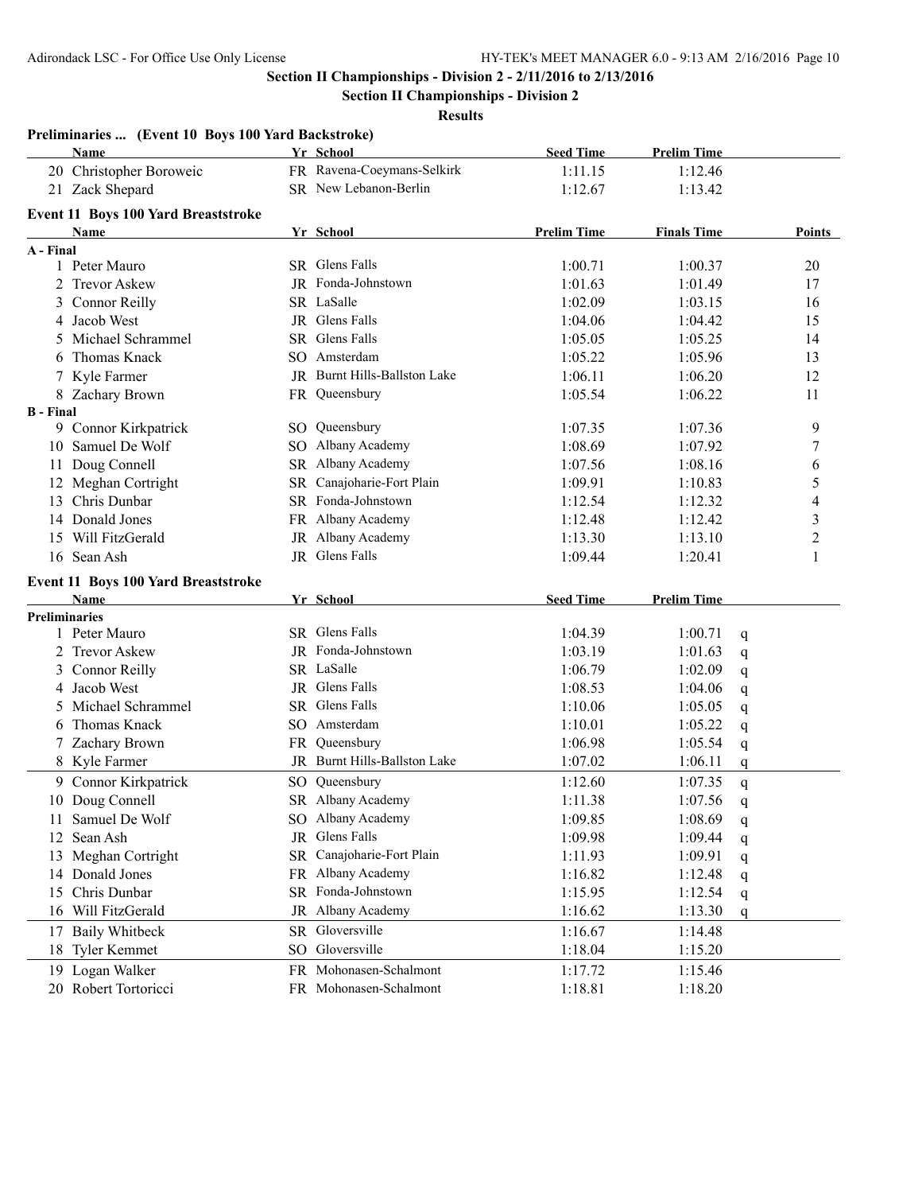## Section II Championships - Division 2 - 2/11/2016 to 2/13/2016

### Section II Championships - Division 2

**Results**

**Preliminaries ... (Event 10 Boys 100 Yard Backstroke)**

| | Name | Yr | School | Seed Time | Prelim Time |
|---|---|---|---|---|---|
| 20 | Christopher Boroweic | FR | Ravena-Coeymans-Selkirk | 1:11.15 | 1:12.46 |
| 21 | Zack Shepard | SR | New Lebanon-Berlin | 1:12.67 | 1:13.42 |

**Event 11 Boys 100 Yard Breaststroke**

| | Name | Yr | School | Prelim Time | Finals Time | Points |
|---|---|---|---|---|---|---|
| **A - Final** | | | | | | |
| 1 | Peter Mauro | SR | Glens Falls | 1:00.71 | 1:00.37 | 20 |
| 2 | Trevor Askew | JR | Fonda-Johnstown | 1:01.63 | 1:01.49 | 17 |
| 3 | Connor Reilly | SR | LaSalle | 1:02.09 | 1:03.15 | 16 |
| 4 | Jacob West | JR | Glens Falls | 1:04.06 | 1:04.42 | 15 |
| 5 | Michael Schrammel | SR | Glens Falls | 1:05.05 | 1:05.25 | 14 |
| 6 | Thomas Knack | SO | Amsterdam | 1:05.22 | 1:05.96 | 13 |
| 7 | Kyle Farmer | JR | Burnt Hills-Ballston Lake | 1:06.11 | 1:06.20 | 12 |
| 8 | Zachary Brown | FR | Queensbury | 1:05.54 | 1:06.22 | 11 |
| **B - Final** | | | | | | |
| 9 | Connor Kirkpatrick | SO | Queensbury | 1:07.35 | 1:07.36 | 9 |
| 10 | Samuel De Wolf | SO | Albany Academy | 1:08.69 | 1:07.92 | 7 |
| 11 | Doug Connell | SR | Albany Academy | 1:07.56 | 1:08.16 | 6 |
| 12 | Meghan Cortright | SR | Canajoharie-Fort Plain | 1:09.91 | 1:10.83 | 5 |
| 13 | Chris Dunbar | SR | Fonda-Johnstown | 1:12.54 | 1:12.32 | 4 |
| 14 | Donald Jones | FR | Albany Academy | 1:12.48 | 1:12.42 | 3 |
| 15 | Will FitzGerald | JR | Albany Academy | 1:13.30 | 1:13.10 | 2 |
| 16 | Sean Ash | JR | Glens Falls | 1:09.44 | 1:20.41 | 1 |

**Event 11 Boys 100 Yard Breaststroke**

| | Name | Yr | School | Seed Time | Prelim Time | |
|---|---|---|---|---|---|---|
| **Preliminaries** | | | | | | |
| 1 | Peter Mauro | SR | Glens Falls | 1:04.39 | 1:00.71 | q |
| 2 | Trevor Askew | JR | Fonda-Johnstown | 1:03.19 | 1:01.63 | q |
| 3 | Connor Reilly | SR | LaSalle | 1:06.79 | 1:02.09 | q |
| 4 | Jacob West | JR | Glens Falls | 1:08.53 | 1:04.06 | q |
| 5 | Michael Schrammel | SR | Glens Falls | 1:10.06 | 1:05.05 | q |
| 6 | Thomas Knack | SO | Amsterdam | 1:10.01 | 1:05.22 | q |
| 7 | Zachary Brown | FR | Queensbury | 1:06.98 | 1:05.54 | q |
| 8 | Kyle Farmer | JR | Burnt Hills-Ballston Lake | 1:07.02 | 1:06.11 | q |
| 9 | Connor Kirkpatrick | SO | Queensbury | 1:12.60 | 1:07.35 | q |
| 10 | Doug Connell | SR | Albany Academy | 1:11.38 | 1:07.56 | q |
| 11 | Samuel De Wolf | SO | Albany Academy | 1:09.85 | 1:08.69 | q |
| 12 | Sean Ash | JR | Glens Falls | 1:09.98 | 1:09.44 | q |
| 13 | Meghan Cortright | SR | Canajoharie-Fort Plain | 1:11.93 | 1:09.91 | q |
| 14 | Donald Jones | FR | Albany Academy | 1:16.82 | 1:12.48 | q |
| 15 | Chris Dunbar | SR | Fonda-Johnstown | 1:15.95 | 1:12.54 | q |
| 16 | Will FitzGerald | JR | Albany Academy | 1:16.62 | 1:13.30 | q |
| 17 | Baily Whitbeck | SR | Gloversville | 1:16.67 | 1:14.48 | |
| 18 | Tyler Kemmet | SO | Gloversville | 1:18.04 | 1:15.20 | |
| 19 | Logan Walker | FR | Mohonasen-Schalmont | 1:17.72 | 1:15.46 | |
| 20 | Robert Tortoricci | FR | Mohonasen-Schalmont | 1:18.81 | 1:18.20 | |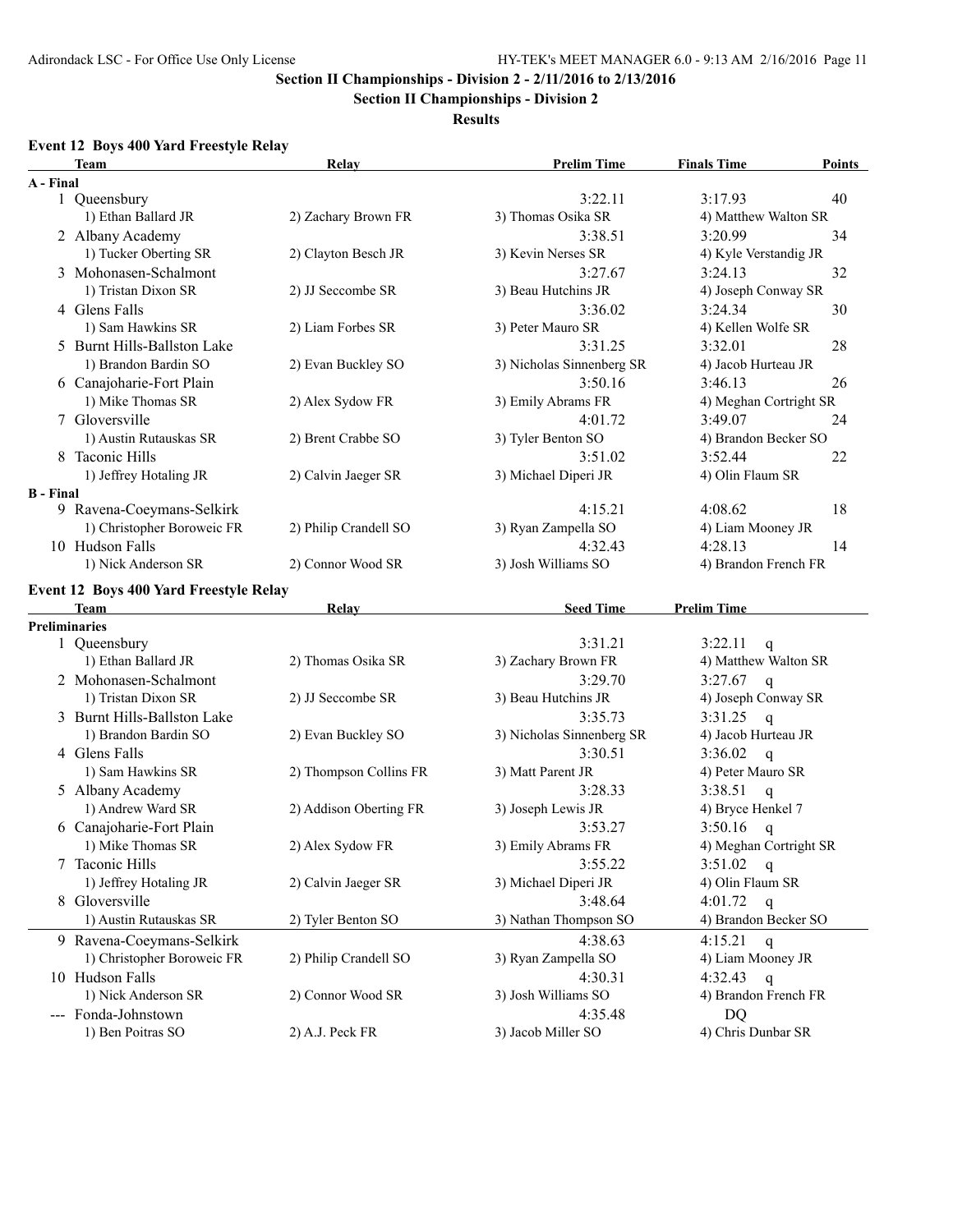## Section II Championships - Division 2 - 2/11/2016 to 2/13/2016

## Section II Championships - Division 2

### Results

**Event 12 Boys 400 Yard Freestyle Relay**

| | Team | Relay | Prelim Time | Finals Time | Points |
|---|---|---|---|---|---|
| **A - Final** | | | | | |
| 1 | Queensbury | | 3:22.11 | 3:17.93 | 40 |
| | 1) Ethan Ballard JR | 2) Zachary Brown FR | 3) Thomas Osika SR | 4) Matthew Walton SR | |
| 2 | Albany Academy | | 3:38.51 | 3:20.99 | 34 |
| | 1) Tucker Oberting SR | 2) Clayton Besch JR | 3) Kevin Nerses SR | 4) Kyle Verstandig JR | |
| 3 | Mohonasen-Schalmont | | 3:27.67 | 3:24.13 | 32 |
| | 1) Tristan Dixon SR | 2) JJ Seccombe SR | 3) Beau Hutchins JR | 4) Joseph Conway SR | |
| 4 | Glens Falls | | 3:36.02 | 3:24.34 | 30 |
| | 1) Sam Hawkins SR | 2) Liam Forbes SR | 3) Peter Mauro SR | 4) Kellen Wolfe SR | |
| 5 | Burnt Hills-Ballston Lake | | 3:31.25 | 3:32.01 | 28 |
| | 1) Brandon Bardin SO | 2) Evan Buckley SO | 3) Nicholas Sinnenberg SR | 4) Jacob Hurteau JR | |
| 6 | Canajoharie-Fort Plain | | 3:50.16 | 3:46.13 | 26 |
| | 1) Mike Thomas SR | 2) Alex Sydow FR | 3) Emily Abrams FR | 4) Meghan Cortright SR | |
| 7 | Gloversville | | 4:01.72 | 3:49.07 | 24 |
| | 1) Austin Rutauskas SR | 2) Brent Crabbe SO | 3) Tyler Benton SO | 4) Brandon Becker SO | |
| 8 | Taconic Hills | | 3:51.02 | 3:52.44 | 22 |
| | 1) Jeffrey Hotaling JR | 2) Calvin Jaeger SR | 3) Michael Diperi JR | 4) Olin Flaum SR | |
| **B - Final** | | | | | |
| 9 | Ravena-Coeymans-Selkirk | | 4:15.21 | 4:08.62 | 18 |
| | 1) Christopher Boroweic FR | 2) Philip Crandell SO | 3) Ryan Zampella SO | 4) Liam Mooney JR | |
| 10 | Hudson Falls | | 4:32.43 | 4:28.13 | 14 |
| | 1) Nick Anderson SR | 2) Connor Wood SR | 3) Josh Williams SO | 4) Brandon French FR | |

**Event 12 Boys 400 Yard Freestyle Relay**

| | Team | Relay | Seed Time | Prelim Time |
|---|---|---|---|---|
| **Preliminaries** | | | | |
| 1 | Queensbury | | 3:31.21 | 3:22.11 q |
| | 1) Ethan Ballard JR | 2) Thomas Osika SR | 3) Zachary Brown FR | 4) Matthew Walton SR |
| 2 | Mohonasen-Schalmont | | 3:29.70 | 3:27.67 q |
| | 1) Tristan Dixon SR | 2) JJ Seccombe SR | 3) Beau Hutchins JR | 4) Joseph Conway SR |
| 3 | Burnt Hills-Ballston Lake | | 3:35.73 | 3:31.25 q |
| | 1) Brandon Bardin SO | 2) Evan Buckley SO | 3) Nicholas Sinnenberg SR | 4) Jacob Hurteau JR |
| 4 | Glens Falls | | 3:30.51 | 3:36.02 q |
| | 1) Sam Hawkins SR | 2) Thompson Collins FR | 3) Matt Parent JR | 4) Peter Mauro SR |
| 5 | Albany Academy | | 3:28.33 | 3:38.51 q |
| | 1) Andrew Ward SR | 2) Addison Oberting FR | 3) Joseph Lewis JR | 4) Bryce Henkel 7 |
| 6 | Canajoharie-Fort Plain | | 3:53.27 | 3:50.16 q |
| | 1) Mike Thomas SR | 2) Alex Sydow FR | 3) Emily Abrams FR | 4) Meghan Cortright SR |
| 7 | Taconic Hills | | 3:55.22 | 3:51.02 q |
| | 1) Jeffrey Hotaling JR | 2) Calvin Jaeger SR | 3) Michael Diperi JR | 4) Olin Flaum SR |
| 8 | Gloversville | | 3:48.64 | 4:01.72 q |
| | 1) Austin Rutauskas SR | 2) Tyler Benton SO | 3) Nathan Thompson SO | 4) Brandon Becker SO |
| 9 | Ravena-Coeymans-Selkirk | | 4:38.63 | 4:15.21 q |
| | 1) Christopher Boroweic FR | 2) Philip Crandell SO | 3) Ryan Zampella SO | 4) Liam Mooney JR |
| 10 | Hudson Falls | | 4:30.31 | 4:32.43 q |
| | 1) Nick Anderson SR | 2) Connor Wood SR | 3) Josh Williams SO | 4) Brandon French FR |
| --- | Fonda-Johnstown | | 4:35.48 | DQ |
| | 1) Ben Poitras SO | 2) A.J. Peck FR | 3) Jacob Miller SO | 4) Chris Dunbar SR |